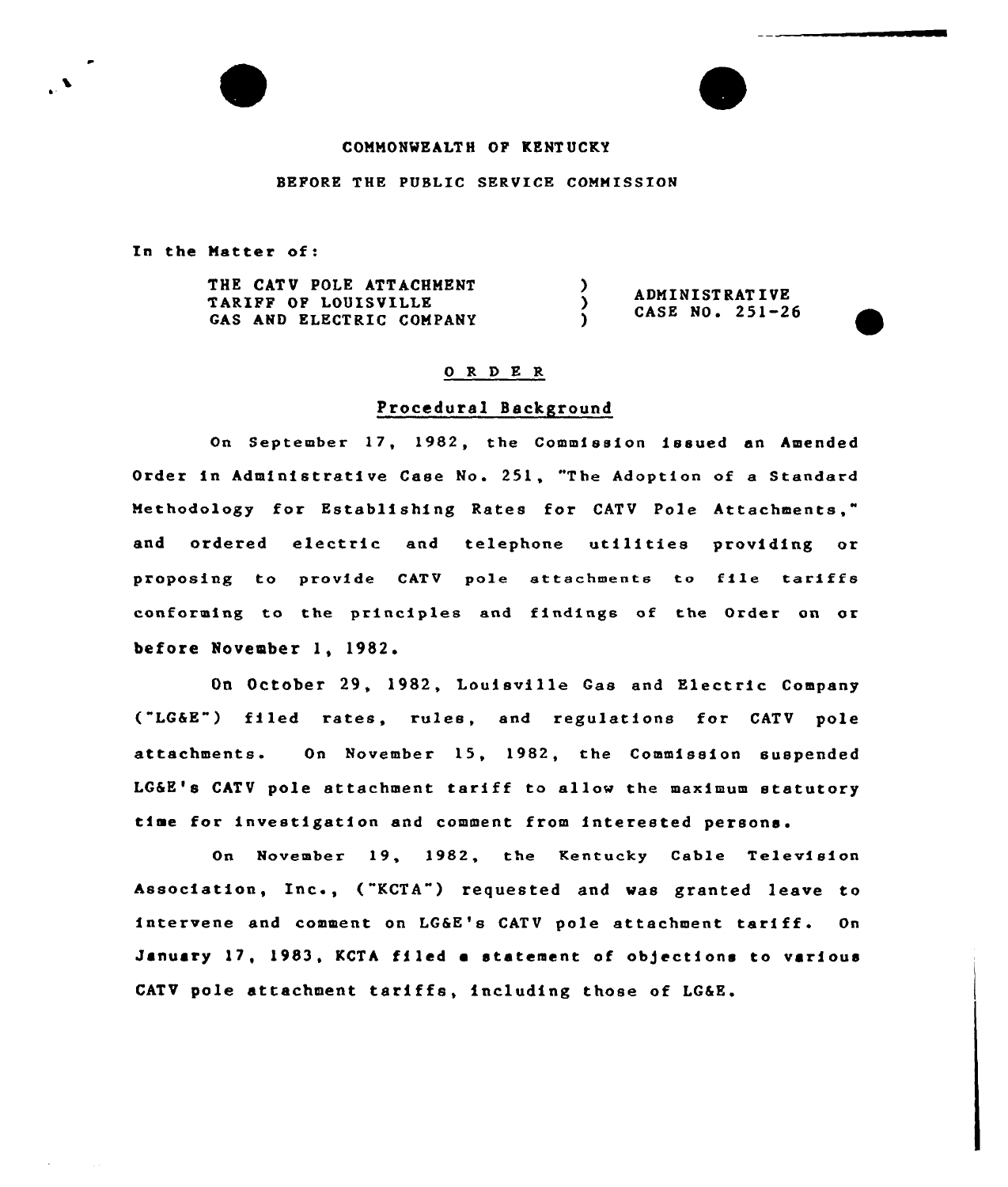COMMONWEALTH OF KENTUCKY

BEFORE THE PUBLIC SERVICE COMMISSION

In the Matter of:

| | | |
|---|---|---|
| THE CATV POLE ATTACHMENT TARIFF OF LOUISVILLE GAS AND ELECTRIC COMPANY | ) ) ) | ADMINISTRATIVE CASE NO. 251-26 |

# O R D E R

## Procedural Background

On September 17, 1982, the Commission issued an Amended Order in Administrative Case No. 251, "The Adoption of a Standard Methodology for Establishing Rates for CATV Pole Attachments," and ordered electric and telephone utilities providing or proposing to provide CATV pole attachments to file tariffs conforming to the principles and findings of the Order on or before November 1, 1982.

On October 29, 1982, Louisville Gas and Electric Company ("LG&E") filed rates, rules, and regulations for CATV pole attachments. On November 15, 1982, the Commission suspended LG&E's CATV pole attachment tariff to allow the maximum statutory time for investigation and comment from interested persons.

On November 19, 1982, the Kentucky Cable Television Association, Inc., ("KCTA") requested and was granted leave to intervene and comment on LG&E's CATV pole attachment tariff. On January 17, 1983, KCTA filed a statement of objections to various CATV pole attachment tariffs, including those of LG&E.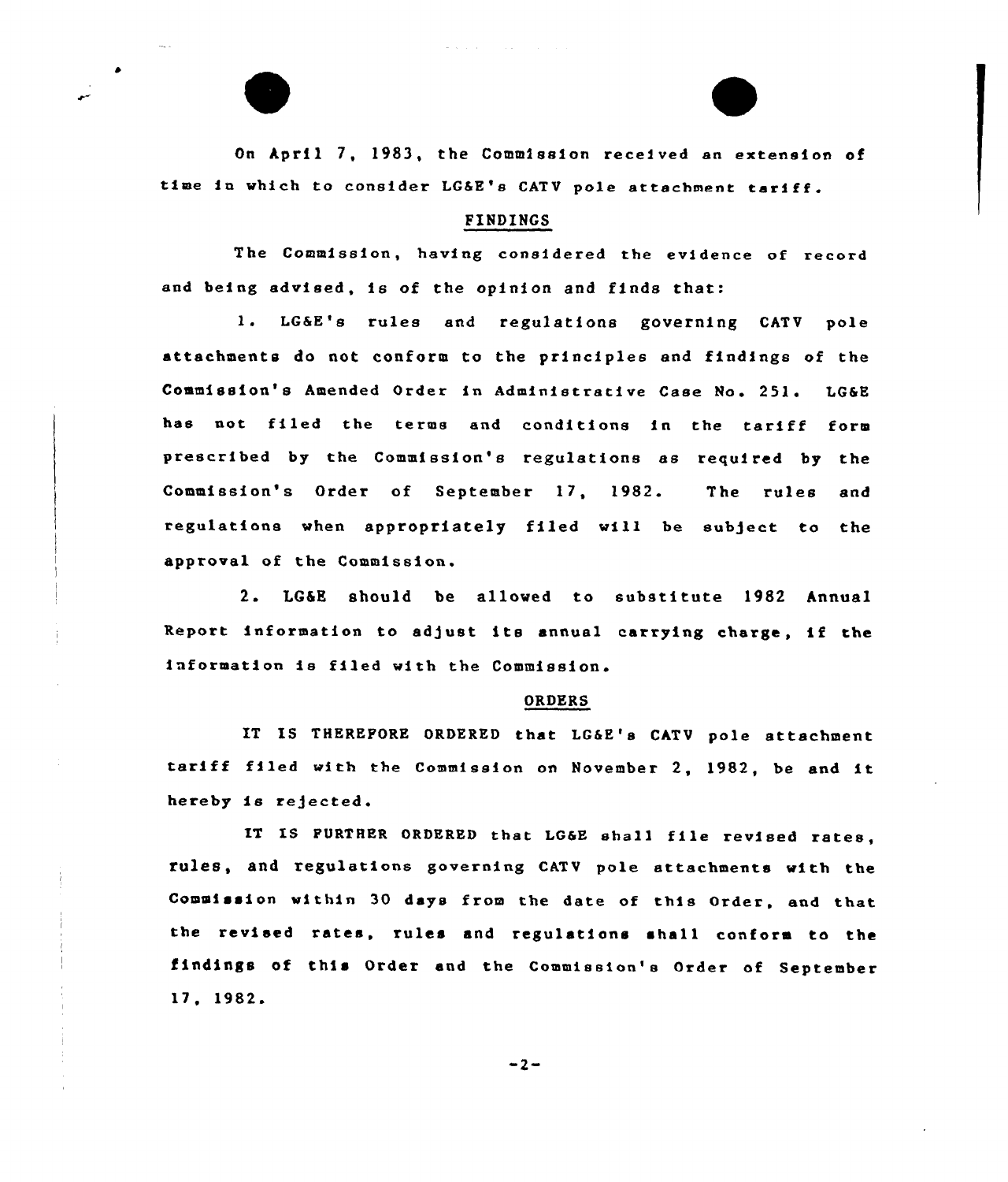On April 7, 1983, the Commission received an extension of time in which to consider LG&E's CATV pole attachment tariff.

## FINDINGS

The Commission, having considered the evidence of record and being advised, is of the opinion and finds that:

1. LG&E's rules and regulations governing CATV pole attachments do not conform to the principles and findings of the Commission's Amended Order in Administrative Case No. 251. LG&E has not filed the terms and conditions in the tariff form prescribed by the Commission's regulations as required by the Commission's Order of September 17, 1982. The rules and regulations when appropriately filed will be subject to the approval of the Commission.

2. LG&E should be allowed to substitute 1982 Annual Report information to adjust its annual carrying charge, if the information is filed with the Commission.

## ORDERS

IT IS THEREFORE ORDERED that LG&E's CATV pole attachment tariff filed with the Commission on November 2, 1982, be and it hereby is rejected.

IT IS FURTHER ORDERED that LG&E shall file revised rates, rules, and regulations governing CATV pole attachments with the Commission within 30 days from the date of this Order, and that the revised rates, rules and regulations shall conform to the findings of this Order and the Commission's Order of September 17, 1982.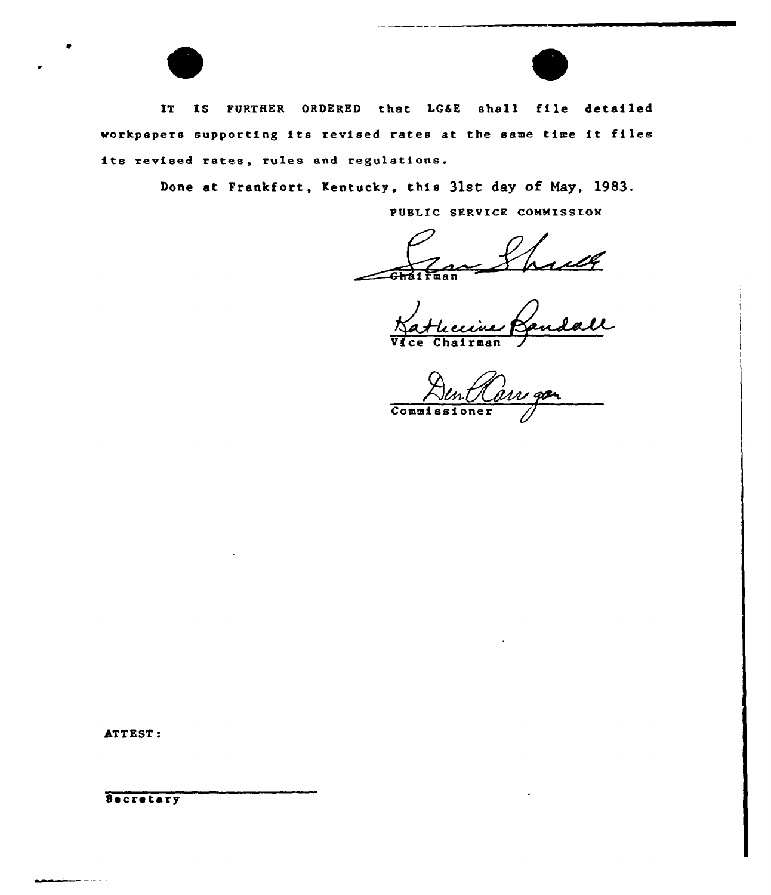IT IS FURTHER ORDERED that LG&E shall file detailed workpapers supporting its revised rates at the same time it files its revised rates, rules and regulations.

Done at Frankfort, Kentucky, this 31st day of May, 1983.

PUBLIC SERVICE COMMISSION

Chairman

Vice Chairman

Commissioner

ATTEST:

Secretary